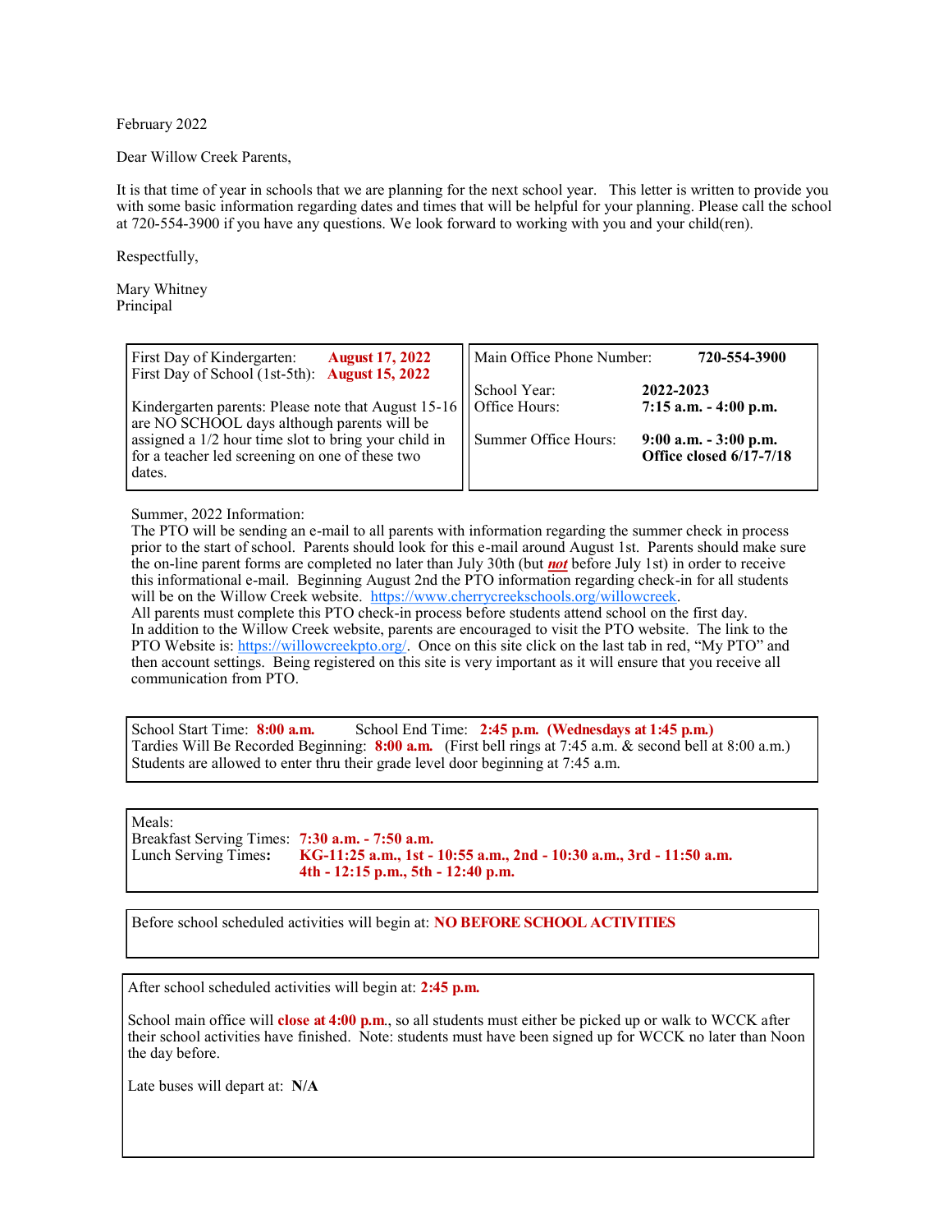February 2022

Dear Willow Creek Parents,

It is that time of year in schools that we are planning for the next school year. This letter is written to provide you with some basic information regarding dates and times that will be helpful for your planning. Please call the school at 720-554-3900 if you have any questions. We look forward to working with you and your child(ren).

Respectfully,

Mary Whitney
Principal

| | |
|---|---|
| First Day of Kindergarten: **August 17, 2022**<br>First Day of School (1st-5th): **August 15, 2022**<br><br>Kindergarten parents: Please note that August 15-16 are NO SCHOOL days although parents will be assigned a 1/2 hour time slot to bring your child in for a teacher led screening on one of these two dates. | Main Office Phone Number: **720-554-3900**<br><br>School Year: **2022-2023**<br>Office Hours: **7:15 a.m. - 4:00 p.m.**<br><br>Summer Office Hours: **9:00 a.m. - 3:00 p.m.**<br>**Office closed 6/17-7/18** |

Summer, 2022 Information:
The PTO will be sending an e-mail to all parents with information regarding the summer check in process prior to the start of school. Parents should look for this e-mail around August 1st. Parents should make sure the on-line parent forms are completed no later than July 30th (but ***not*** before July 1st) in order to receive this informational e-mail. Beginning August 2nd the PTO information regarding check-in for all students will be on the Willow Creek website. https://www.cherrycreekschools.org/willowcreek.
All parents must complete this PTO check-in process before students attend school on the first day.
In addition to the Willow Creek website, parents are encouraged to visit the PTO website. The link to the PTO Website is: https://willowcreekpto.org/. Once on this site click on the last tab in red, "My PTO" and then account settings. Being registered on this site is very important as it will ensure that you receive all communication from PTO.

School Start Time: **8:00 a.m.** School End Time: **2:45 p.m. (Wednesdays at 1:45 p.m.)**
Tardies Will Be Recorded Beginning: **8:00 a.m.** (First bell rings at 7:45 a.m. & second bell at 8:00 a.m.)
Students are allowed to enter thru their grade level door beginning at 7:45 a.m.

Meals:
Breakfast Serving Times: **7:30 a.m. - 7:50 a.m.**
Lunch Serving Times**:** **KG-11:25 a.m., 1st - 10:55 a.m., 2nd - 10:30 a.m., 3rd - 11:50 a.m. 4th - 12:15 p.m., 5th - 12:40 p.m.**

Before school scheduled activities will begin at: **NO BEFORE SCHOOL ACTIVITIES**

After school scheduled activities will begin at: **2:45 p.m.**

School main office will **close at 4:00 p.m**., so all students must either be picked up or walk to WCCK after their school activities have finished. Note: students must have been signed up for WCCK no later than Noon the day before.

Late buses will depart at: **N/A**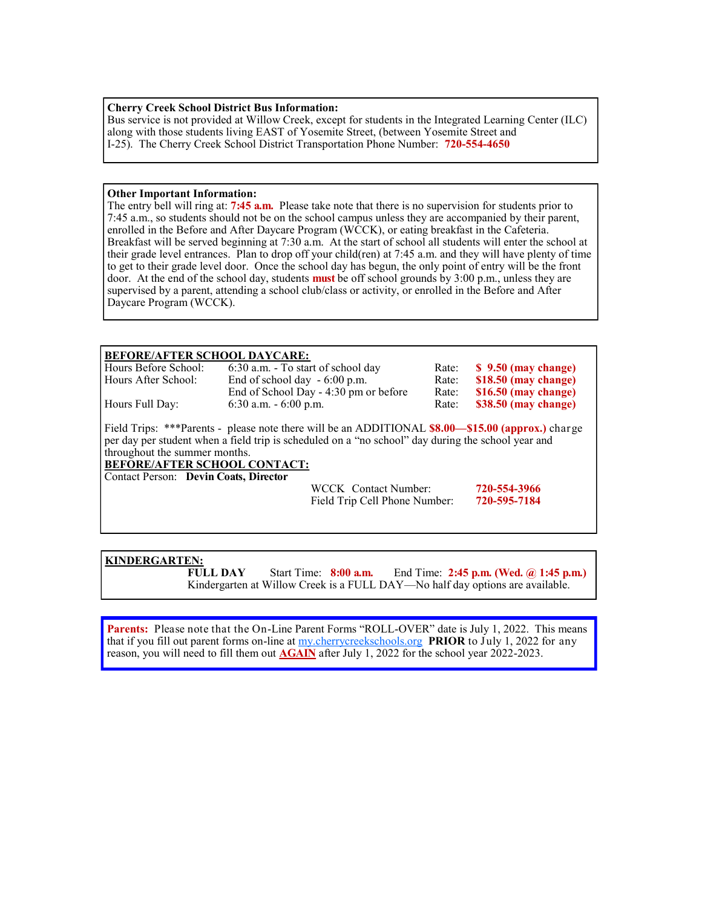**Cherry Creek School District Bus Information:**
Bus service is not provided at Willow Creek, except for students in the Integrated Learning Center (ILC) along with those students living EAST of Yosemite Street, (between Yosemite Street and I-25). The Cherry Creek School District Transportation Phone Number: **720-554-4650**

**Other Important Information:**
The entry bell will ring at: **7:45 a.m.** Please take note that there is no supervision for students prior to 7:45 a.m., so students should not be on the school campus unless they are accompanied by their parent, enrolled in the Before and After Daycare Program (WCCK), or eating breakfast in the Cafeteria. Breakfast will be served beginning at 7:30 a.m. At the start of school all students will enter the school at their grade level entrances. Plan to drop off your child(ren) at 7:45 a.m. and they will have plenty of time to get to their grade level door. Once the school day has begun, the only point of entry will be the front door. At the end of the school day, students **must** be off school grounds by 3:00 p.m., unless they are supervised by a parent, attending a school club/class or activity, or enrolled in the Before and After Daycare Program (WCCK).

**BEFORE/AFTER SCHOOL DAYCARE:**

| | | | |
|---|---|---|---|
| Hours Before School: | 6:30 a.m. - To start of school day | Rate: | **$ 9.50 (may change)** |
| Hours After School: | End of school day - 6:00 p.m. | Rate: | **$18.50 (may change)** |
| | End of School Day - 4:30 pm or before | Rate: | **$16.50 (may change)** |
| Hours Full Day: | 6:30 a.m. - 6:00 p.m. | Rate: | **$38.50 (may change)** |

Field Trips: ***Parents - please note there will be an ADDITIONAL **$8.00—$15.00 (approx.)** charge per day per student when a field trip is scheduled on a "no school" day during the school year and throughout the summer months.

**BEFORE/AFTER SCHOOL CONTACT:**
Contact Person: **Devin Coats, Director**

WCCK Contact Number: **720-554-3966**
Field Trip Cell Phone Number: **720-595-7184**

**KINDERGARTEN:**
**FULL DAY** Start Time: **8:00 a.m.** End Time: **2:45 p.m. (Wed. @ 1:45 p.m.)**
Kindergarten at Willow Creek is a FULL DAY—No half day options are available.

**Parents:** Please note that the On-Line Parent Forms "ROLL-OVER" date is July 1, 2022. This means that if you fill out parent forms on-line at my.cherrycreekschools.org **PRIOR** to July 1, 2022 for any reason, you will need to fill them out **AGAIN** after July 1, 2022 for the school year 2022-2023.